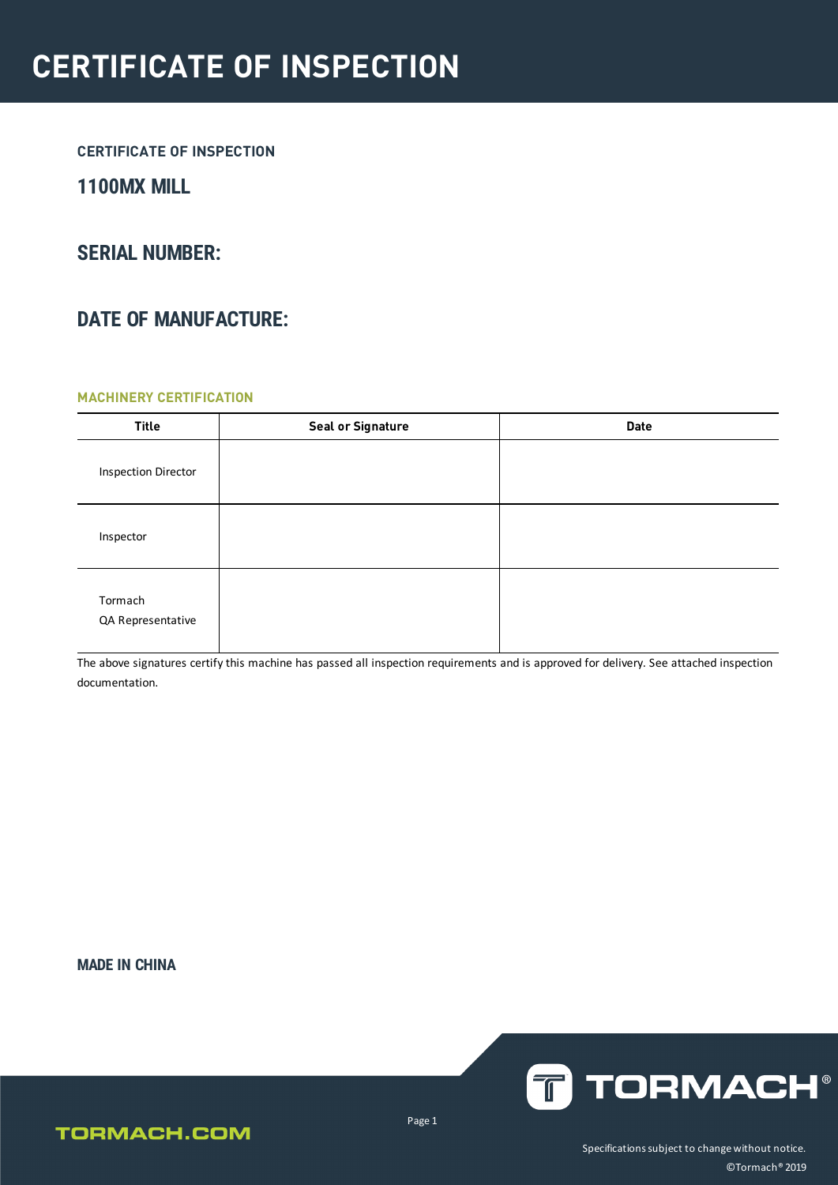# CERTIFICATE OF INSPECTION

### CERTIFICATE OF INSPECTION

## 1100MX MILL

## SERIAL NUMBER:

## DATE OF MANUFACTURE:

### MACHINERY CERTIFICATION

| Title | Seal or Signature | Date |
|---|---|---|
| Inspection Director | | |
| Inspector | | |
| Tormach QA Representative | | |

The above signatures certify this machine has passed all inspection requirements and is approved for delivery. See attached inspection documentation.

**MADE IN CHINA**

TORMACH.COM

TORMACH®

Specifications subject to change without notice.

©Tormach® 2019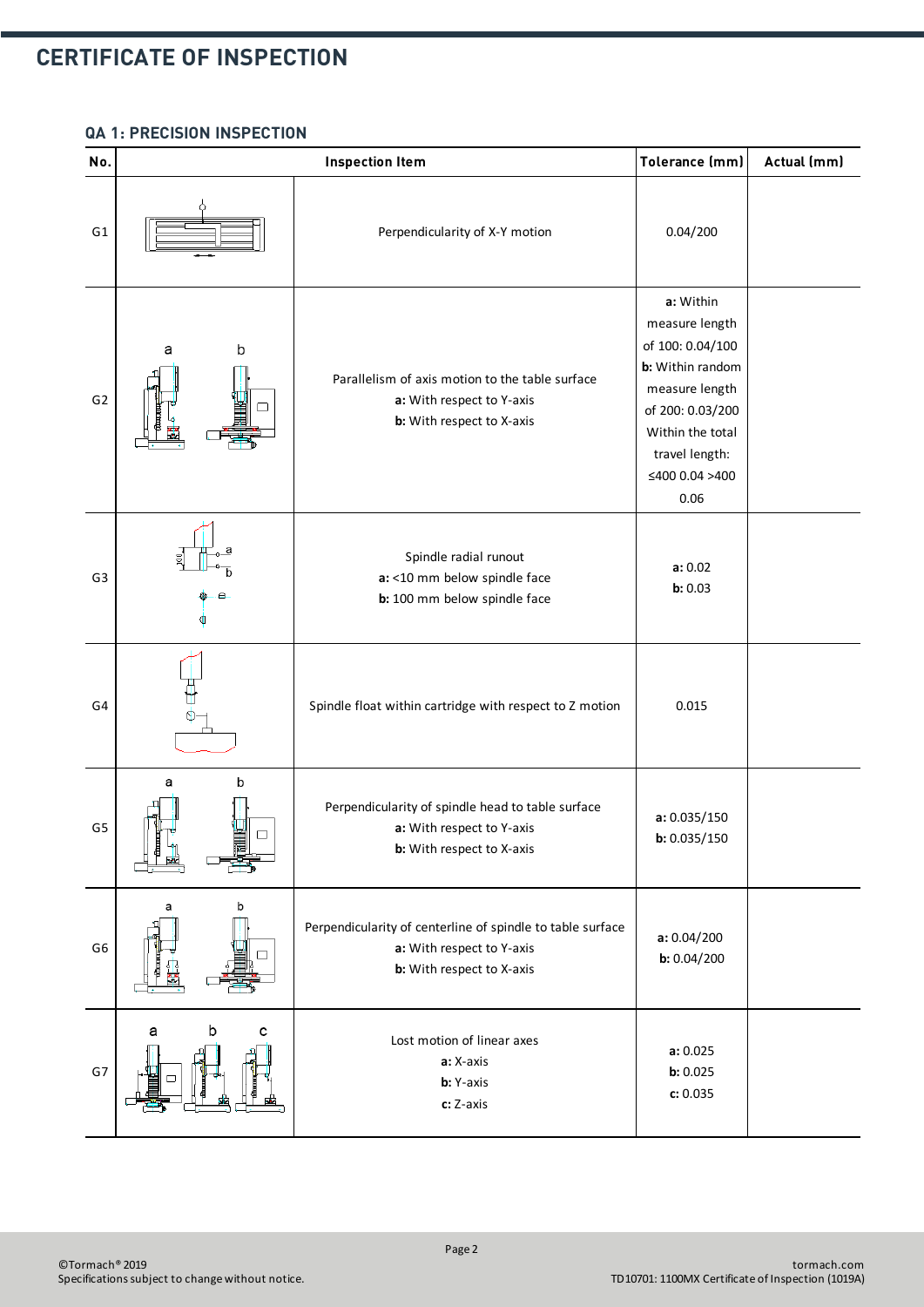# CERTIFICATE OF INSPECTION

## QA 1: PRECISION INSPECTION

| No. | Inspection Item | | Tolerance (mm) | Actual (mm) |
|---|---|---|---|---|
| G1 | | Perpendicularity of X-Y motion | 0.04/200 | |
| G2 | a b | Parallelism of axis motion to the table surface<br>**a:** With respect to Y-axis<br>**b:** With respect to X-axis | **a:** Within measure length of 100: 0.04/100<br>**b:** Within random measure length of 200: 0.03/200<br>Within the total travel length: ≤400 0.04 >400 0.06 | |
| G3 | a b | Spindle radial runout<br>**a:** <10 mm below spindle face<br>**b:** 100 mm below spindle face | **a:** 0.02<br>**b:** 0.03 | |
| G4 | | Spindle float within cartridge with respect to Z motion | 0.015 | |
| G5 | a b | Perpendicularity of spindle head to table surface<br>**a:** With respect to Y-axis<br>**b:** With respect to X-axis | **a:** 0.035/150<br>**b:** 0.035/150 | |
| G6 | a b | Perpendicularity of centerline of spindle to table surface<br>**a:** With respect to Y-axis<br>**b:** With respect to X-axis | **a:** 0.04/200<br>**b:** 0.04/200 | |
| G7 | a b c | Lost motion of linear axes<br>**a:** X-axis<br>**b:** Y-axis<br>**c:** Z-axis | **a:** 0.025<br>**b:** 0.025<br>**c:** 0.035 | |

©Tormach® 2019
Specifications subject to change without notice.

tormach.com
TD10701: 1100MX Certificate of Inspection (1019A)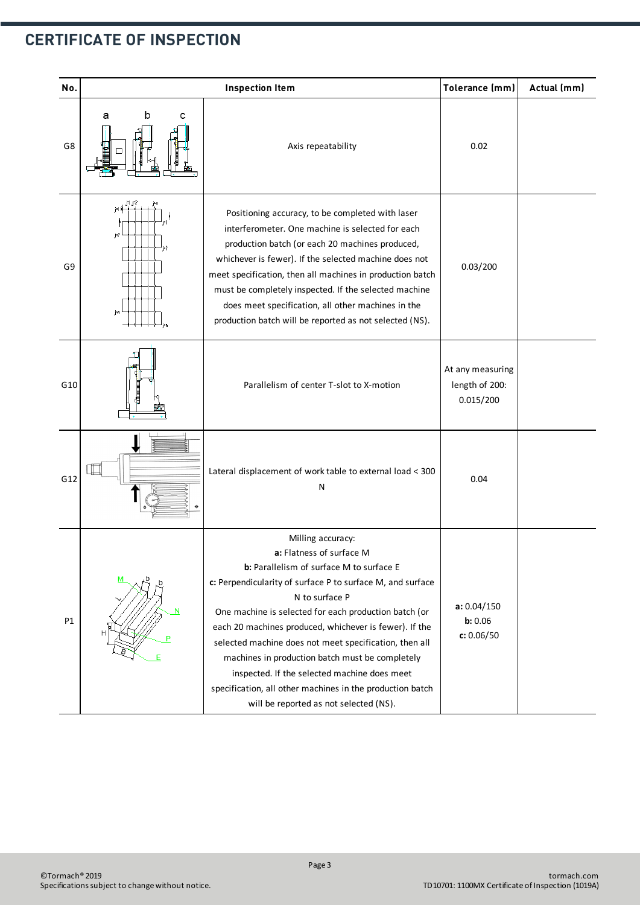## CERTIFICATE OF INSPECTION

| No. | Inspection Item | | Tolerance (mm) | Actual (mm) |
|---|---|---|---|---|
| G8 | | Axis repeatability | 0.02 | |
| G9 | | Positioning accuracy, to be completed with laser interferometer. One machine is selected for each production batch (or each 20 machines produced, whichever is fewer). If the selected machine does not meet specification, then all machines in production batch must be completely inspected. If the selected machine does meet specification, all other machines in the production batch will be reported as not selected (NS). | 0.03/200 | |
| G10 | | Parallelism of center T-slot to X-motion | At any measuring length of 200: 0.015/200 | |
| G12 | | Lateral displacement of work table to external load < 300 N | 0.04 | |
| P1 | | Milling accuracy: **a:** Flatness of surface M **b:** Parallelism of surface M to surface E **c:** Perpendicularity of surface P to surface M, and surface N to surface P One machine is selected for each production batch (or each 20 machines produced, whichever is fewer). If the selected machine does not meet specification, then all machines in production batch must be completely inspected. If the selected machine does meet specification, all other machines in the production batch will be reported as not selected (NS). | **a:** 0.04/150 **b:** 0.06 **c:** 0.06/50 | |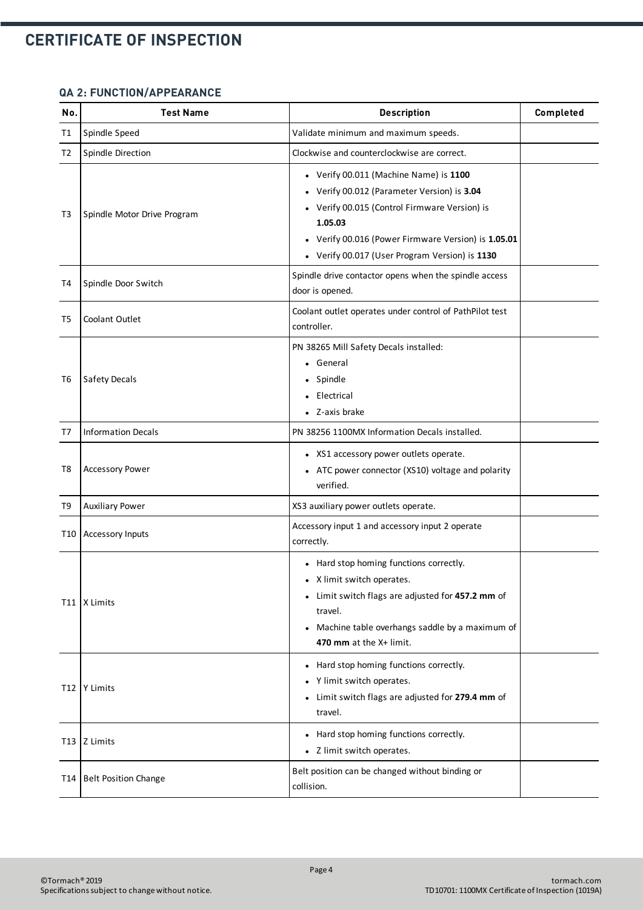# CERTIFICATE OF INSPECTION

### QA 2: FUNCTION/APPEARANCE

| No. | Test Name | Description | Completed |
|---|---|---|---|
| T1 | Spindle Speed | Validate minimum and maximum speeds. | |
| T2 | Spindle Direction | Clockwise and counterclockwise are correct. | |
| T3 | Spindle Motor Drive Program | • Verify 00.011 (Machine Name) is **1100**<br>• Verify 00.012 (Parameter Version) is **3.04**<br>• Verify 00.015 (Control Firmware Version) is **1.05.03**<br>• Verify 00.016 (Power Firmware Version) is **1.05.01**<br>• Verify 00.017 (User Program Version) is **1130** | |
| T4 | Spindle Door Switch | Spindle drive contactor opens when the spindle access door is opened. | |
| T5 | Coolant Outlet | Coolant outlet operates under control of PathPilot test controller. | |
| T6 | Safety Decals | PN 38265 Mill Safety Decals installed:<br>• General<br>• Spindle<br>• Electrical<br>• Z-axis brake | |
| T7 | Information Decals | PN 38256 1100MX Information Decals installed. | |
| T8 | Accessory Power | • XS1 accessory power outlets operate.<br>• ATC power connector (XS10) voltage and polarity verified. | |
| T9 | Auxiliary Power | XS3 auxiliary power outlets operate. | |
| T10 | Accessory Inputs | Accessory input 1 and accessory input 2 operate correctly. | |
| T11 | X Limits | • Hard stop homing functions correctly.<br>• X limit switch operates.<br>• Limit switch flags are adjusted for **457.2 mm** of travel.<br>• Machine table overhangs saddle by a maximum of **470 mm** at the X+ limit. | |
| T12 | Y Limits | • Hard stop homing functions correctly.<br>• Y limit switch operates.<br>• Limit switch flags are adjusted for **279.4 mm** of travel. | |
| T13 | Z Limits | • Hard stop homing functions correctly.<br>• Z limit switch operates. | |
| T14 | Belt Position Change | Belt position can be changed without binding or collision. | |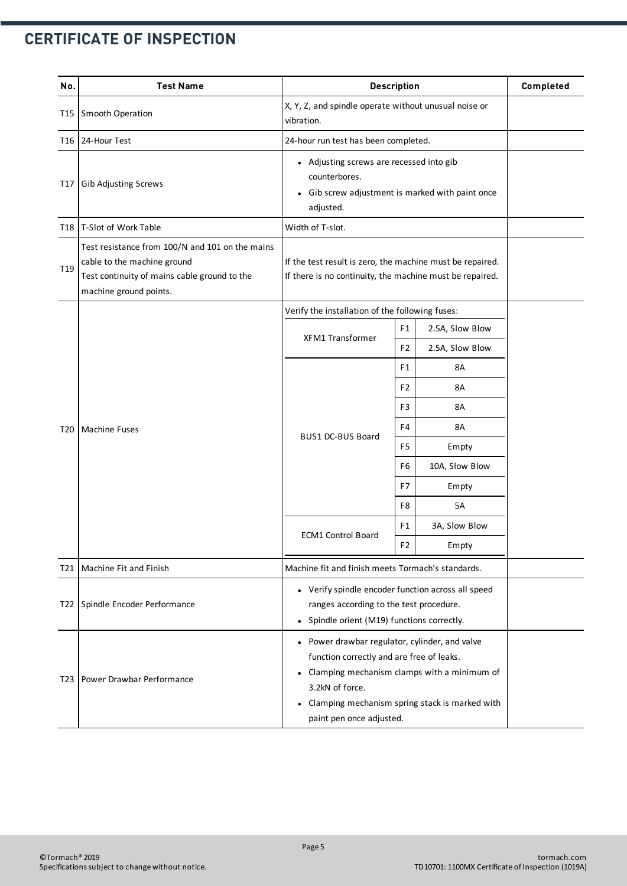## CERTIFICATE OF INSPECTION

| No. | Test Name | Description | | | Completed |
|---|---|---|---|---|---|
| T15 | Smooth Operation | X, Y, Z, and spindle operate without unusual noise or vibration. | | | |
| T16 | 24-Hour Test | 24-hour run test has been completed. | | | |
| T17 | Gib Adjusting Screws | • Adjusting screws are recessed into gib counterbores.<br>• Gib screw adjustment is marked with paint once adjusted. | | | |
| T18 | T-Slot of Work Table | Width of T-slot. | | | |
| T19 | Test resistance from 100/N and 101 on the mains cable to the machine ground<br>Test continuity of mains cable ground to the machine ground points. | If the test result is zero, the machine must be repaired. If there is no continuity, the machine must be repaired. | | | |
| T20 | Machine Fuses | Verify the installation of the following fuses: | | | |
| | | XFM1 Transformer | F1 | 2.5A, Slow Blow | |
| | | | F2 | 2.5A, Slow Blow | |
| | | BUS1 DC-BUS Board | F1 | 8A | |
| | | | F2 | 8A | |
| | | | F3 | 8A | |
| | | | F4 | 8A | |
| | | | F5 | Empty | |
| | | | F6 | 10A, Slow Blow | |
| | | | F7 | Empty | |
| | | | F8 | 5A | |
| | | ECM1 Control Board | F1 | 3A, Slow Blow | |
| | | | F2 | Empty | |
| T21 | Machine Fit and Finish | Machine fit and finish meets Tormach's standards. | | | |
| T22 | Spindle Encoder Performance | • Verify spindle encoder function across all speed ranges according to the test procedure.<br>• Spindle orient (M19) functions correctly. | | | |
| T23 | Power Drawbar Performance | • Power drawbar regulator, cylinder, and valve function correctly and are free of leaks.<br>• Clamping mechanism clamps with a minimum of 3.2kN of force.<br>• Clamping mechanism spring stack is marked with paint pen once adjusted. | | | |

©Tormach® 2019
Specifications subject to change without notice.

tormach.com
TD10701: 1100MX Certificate of Inspection (1019A)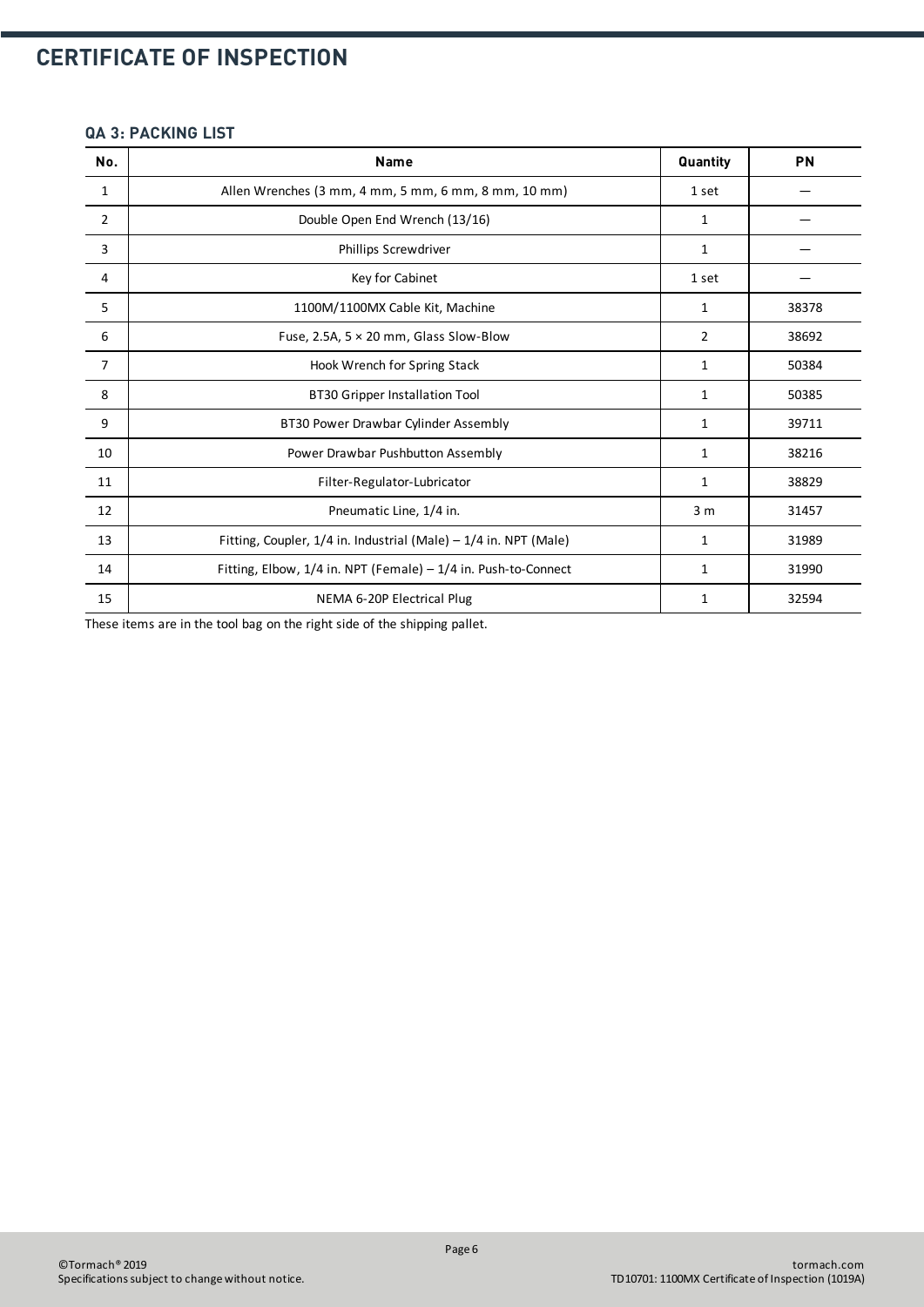# CERTIFICATE OF INSPECTION

### QA 3: PACKING LIST

| No. | Name | Quantity | PN |
|---|---|---|---|
| 1 | Allen Wrenches (3 mm, 4 mm, 5 mm, 6 mm, 8 mm, 10 mm) | 1 set | — |
| 2 | Double Open End Wrench (13/16) | 1 | — |
| 3 | Phillips Screwdriver | 1 | — |
| 4 | Key for Cabinet | 1 set | — |
| 5 | 1100M/1100MX Cable Kit, Machine | 1 | 38378 |
| 6 | Fuse, 2.5A, 5 × 20 mm, Glass Slow-Blow | 2 | 38692 |
| 7 | Hook Wrench for Spring Stack | 1 | 50384 |
| 8 | BT30 Gripper Installation Tool | 1 | 50385 |
| 9 | BT30 Power Drawbar Cylinder Assembly | 1 | 39711 |
| 10 | Power Drawbar Pushbutton Assembly | 1 | 38216 |
| 11 | Filter-Regulator-Lubricator | 1 | 38829 |
| 12 | Pneumatic Line, 1/4 in. | 3 m | 31457 |
| 13 | Fitting, Coupler, 1/4 in. Industrial (Male) – 1/4 in. NPT (Male) | 1 | 31989 |
| 14 | Fitting, Elbow, 1/4 in. NPT (Female) – 1/4 in. Push-to-Connect | 1 | 31990 |
| 15 | NEMA 6-20P Electrical Plug | 1 | 32594 |

These items are in the tool bag on the right side of the shipping pallet.